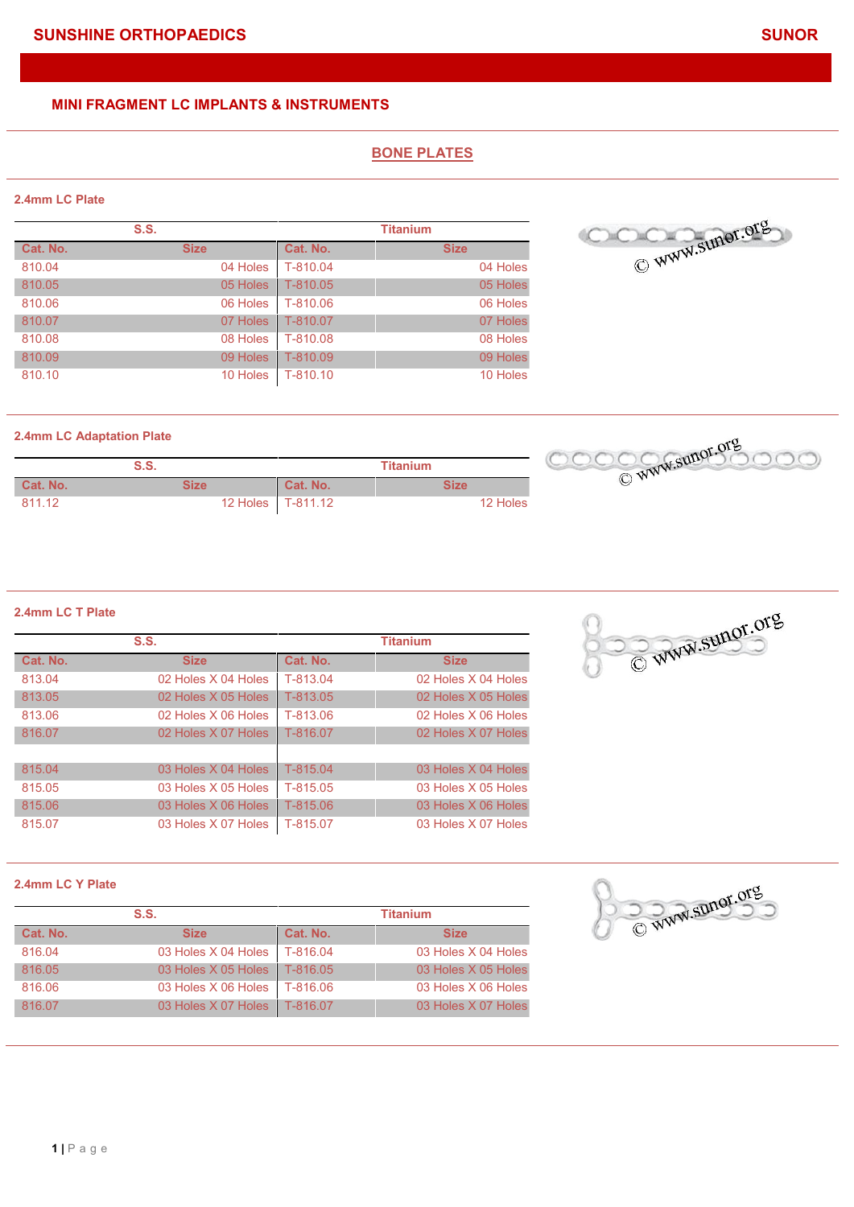# MINI FRAGMENT LC IMPLANTS & INSTRUMENTS

## BONE PLATES

### 2.4mm LC Plate

| S.S. | | Titanium | |
|---|---|---|---|
| Cat. No. | Size | Cat. No. | Size |
| 810.04 | 04 Holes | T-810.04 | 04 Holes |
| 810.05 | 05 Holes | T-810.05 | 05 Holes |
| 810.06 | 06 Holes | T-810.06 | 06 Holes |
| 810.07 | 07 Holes | T-810.07 | 07 Holes |
| 810.08 | 08 Holes | T-810.08 | 08 Holes |
| 810.09 | 09 Holes | T-810.09 | 09 Holes |
| 810.10 | 10 Holes | T-810.10 | 10 Holes |

© www.sunor.org

### 2.4mm LC Adaptation Plate

| S.S. | | Titanium | |
|---|---|---|---|
| Cat. No. | Size | Cat. No. | Size |
| 811.12 | 12 Holes | T-811.12 | 12 Holes |

© www.sunor.org

### 2.4mm LC T Plate

| S.S. | | Titanium | |
|---|---|---|---|
| Cat. No. | Size | Cat. No. | Size |
| 813.04 | 02 Holes X 04 Holes | T-813.04 | 02 Holes X 04 Holes |
| 813.05 | 02 Holes X 05 Holes | T-813.05 | 02 Holes X 05 Holes |
| 813.06 | 02 Holes X 06 Holes | T-813.06 | 02 Holes X 06 Holes |
| 816.07 | 02 Holes X 07 Holes | T-816.07 | 02 Holes X 07 Holes |
| | | | |
| 815.04 | 03 Holes X 04 Holes | T-815.04 | 03 Holes X 04 Holes |
| 815.05 | 03 Holes X 05 Holes | T-815.05 | 03 Holes X 05 Holes |
| 815.06 | 03 Holes X 06 Holes | T-815.06 | 03 Holes X 06 Holes |
| 815.07 | 03 Holes X 07 Holes | T-815.07 | 03 Holes X 07 Holes |

© www.sunor.org

### 2.4mm LC Y Plate

| S.S. | | Titanium | |
|---|---|---|---|
| Cat. No. | Size | Cat. No. | Size |
| 816.04 | 03 Holes X 04 Holes | T-816.04 | 03 Holes X 04 Holes |
| 816.05 | 03 Holes X 05 Holes | T-816.05 | 03 Holes X 05 Holes |
| 816.06 | 03 Holes X 06 Holes | T-816.06 | 03 Holes X 06 Holes |
| 816.07 | 03 Holes X 07 Holes | T-816.07 | 03 Holes X 07 Holes |

© www.sunor.org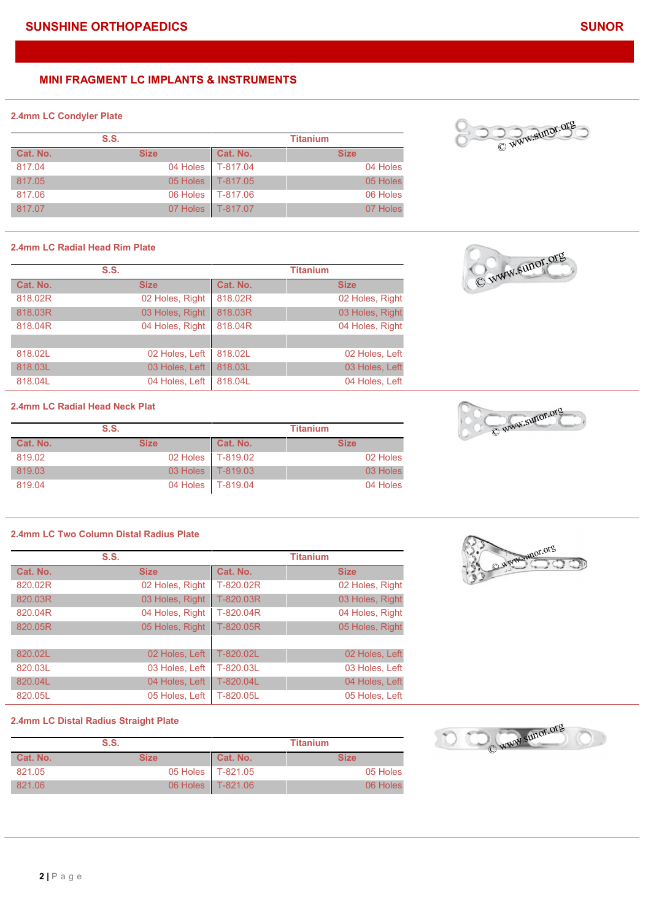## MINI FRAGMENT LC IMPLANTS & INSTRUMENTS

### 2.4mm LC Condyler Plate

| S.S. | | Titanium | |
|---|---|---|---|
| Cat. No. | Size | Cat. No. | Size |
| 817.04 | 04 Holes | T-817.04 | 04 Holes |
| 817.05 | 05 Holes | T-817.05 | 05 Holes |
| 817.06 | 06 Holes | T-817.06 | 06 Holes |
| 817.07 | 07 Holes | T-817.07 | 07 Holes |

### 2.4mm LC Radial Head Rim Plate

| S.S. | | Titanium | |
|---|---|---|---|
| Cat. No. | Size | Cat. No. | Size |
| 818.02R | 02 Holes, Right | 818.02R | 02 Holes, Right |
| 818.03R | 03 Holes, Right | 818.03R | 03 Holes, Right |
| 818.04R | 04 Holes, Right | 818.04R | 04 Holes, Right |
| | | | |
| 818.02L | 02 Holes, Left | 818.02L | 02 Holes, Left |
| 818.03L | 03 Holes, Left | 818.03L | 03 Holes, Left |
| 818.04L | 04 Holes, Left | 818.04L | 04 Holes, Left |

### 2.4mm LC Radial Head Neck Plat

| S.S. | | Titanium | |
|---|---|---|---|
| Cat. No. | Size | Cat. No. | Size |
| 819.02 | 02 Holes | T-819.02 | 02 Holes |
| 819.03 | 03 Holes | T-819.03 | 03 Holes |
| 819.04 | 04 Holes | T-819.04 | 04 Holes |

### 2.4mm LC Two Column Distal Radius Plate

| S.S. | | Titanium | |
|---|---|---|---|
| Cat. No. | Size | Cat. No. | Size |
| 820.02R | 02 Holes, Right | T-820.02R | 02 Holes, Right |
| 820.03R | 03 Holes, Right | T-820.03R | 03 Holes, Right |
| 820.04R | 04 Holes, Right | T-820.04R | 04 Holes, Right |
| 820.05R | 05 Holes, Right | T-820.05R | 05 Holes, Right |
| | | | |
| 820.02L | 02 Holes, Left | T-820.02L | 02 Holes, Left |
| 820.03L | 03 Holes, Left | T-820.03L | 03 Holes, Left |
| 820.04L | 04 Holes, Left | T-820.04L | 04 Holes, Left |
| 820.05L | 05 Holes, Left | T-820.05L | 05 Holes, Left |

### 2.4mm LC Distal Radius Straight Plate

| S.S. | | Titanium | |
|---|---|---|---|
| Cat. No. | Size | Cat. No. | Size |
| 821.05 | 05 Holes | T-821.05 | 05 Holes |
| 821.06 | 06 Holes | T-821.06 | 06 Holes |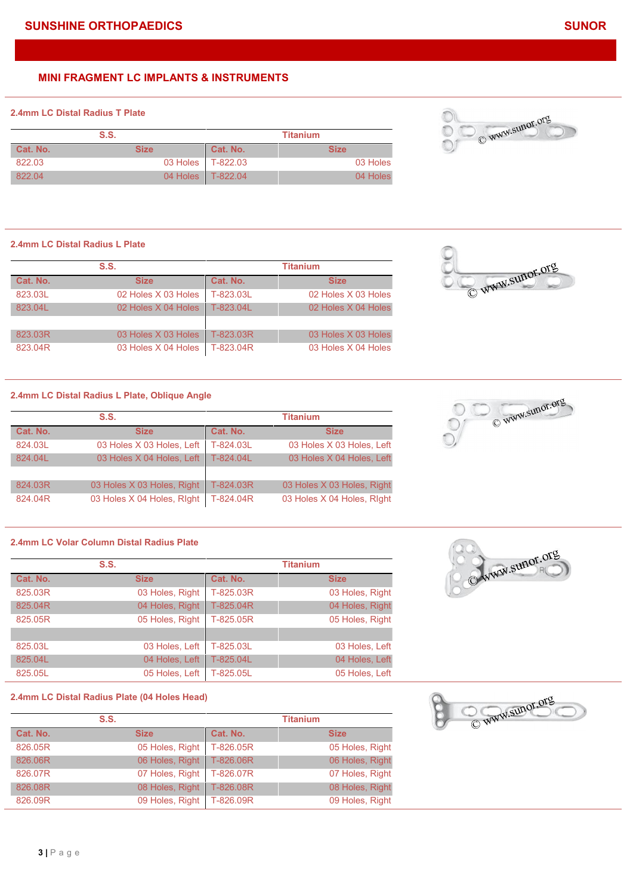## MINI FRAGMENT LC IMPLANTS & INSTRUMENTS

### 2.4mm LC Distal Radius T Plate

| S.S. | | Titanium | |
|---|---|---|---|
| Cat. No. | Size | Cat. No. | Size |
| 822.03 | 03 Holes | T-822.03 | 03 Holes |
| 822.04 | 04 Holes | T-822.04 | 04 Holes |

### 2.4mm LC Distal Radius L Plate

| S.S. | | Titanium | |
|---|---|---|---|
| Cat. No. | Size | Cat. No. | Size |
| 823.03L | 02 Holes X 03 Holes | T-823.03L | 02 Holes X 03 Holes |
| 823.04L | 02 Holes X 04 Holes | T-823.04L | 02 Holes X 04 Holes |
| | | | |
| 823.03R | 03 Holes X 03 Holes | T-823.03R | 03 Holes X 03 Holes |
| 823.04R | 03 Holes X 04 Holes | T-823.04R | 03 Holes X 04 Holes |

### 2.4mm LC Distal Radius L Plate, Oblique Angle

| S.S. | | Titanium | |
|---|---|---|---|
| Cat. No. | Size | Cat. No. | Size |
| 824.03L | 03 Holes X 03 Holes, Left | T-824.03L | 03 Holes X 03 Holes, Left |
| 824.04L | 03 Holes X 04 Holes, Left | T-824.04L | 03 Holes X 04 Holes, Left |
| | | | |
| 824.03R | 03 Holes X 03 Holes, Right | T-824.03R | 03 Holes X 03 Holes, Right |
| 824.04R | 03 Holes X 04 Holes, RIght | T-824.04R | 03 Holes X 04 Holes, RIght |

### 2.4mm LC Volar Column Distal Radius Plate

| S.S. | | Titanium | |
|---|---|---|---|
| Cat. No. | Size | Cat. No. | Size |
| 825.03R | 03 Holes, Right | T-825.03R | 03 Holes, Right |
| 825.04R | 04 Holes, Right | T-825.04R | 04 Holes, Right |
| 825.05R | 05 Holes, Right | T-825.05R | 05 Holes, Right |
| | | | |
| 825.03L | 03 Holes, Left | T-825.03L | 03 Holes, Left |
| 825.04L | 04 Holes, Left | T-825.04L | 04 Holes, Left |
| 825.05L | 05 Holes, Left | T-825.05L | 05 Holes, Left |

### 2.4mm LC Distal Radius Plate (04 Holes Head)

| S.S. | | Titanium | |
|---|---|---|---|
| Cat. No. | Size | Cat. No. | Size |
| 826.05R | 05 Holes, Right | T-826.05R | 05 Holes, Right |
| 826.06R | 06 Holes, Right | T-826.06R | 06 Holes, Right |
| 826.07R | 07 Holes, Right | T-826.07R | 07 Holes, Right |
| 826.08R | 08 Holes, Right | T-826.08R | 08 Holes, Right |
| 826.09R | 09 Holes, Right | T-826.09R | 09 Holes, Right |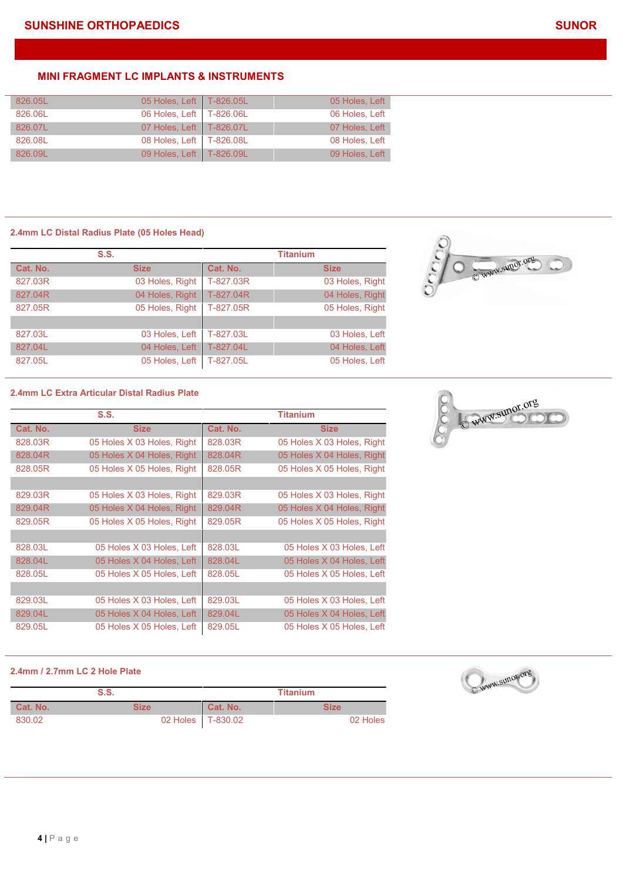## MINI FRAGMENT LC IMPLANTS & INSTRUMENTS

| | | | |
|---|---|---|---|
| 826.05L | 05 Holes, Left | T-826.05L | 05 Holes, Left |
| 826.06L | 06 Holes, Left | T-826.06L | 06 Holes, Left |
| 826.07L | 07 Holes, Left | T-826.07L | 07 Holes, Left |
| 826.08L | 08 Holes, Left | T-826.08L | 08 Holes, Left |
| 826.09L | 09 Holes, Left | T-826.09L | 09 Holes, Left |

### 2.4mm LC Distal Radius Plate (05 Holes Head)

| S.S. | | Titanium | |
|---|---|---|---|
| Cat. No. | Size | Cat. No. | Size |
| 827.03R | 03 Holes, Right | T-827.03R | 03 Holes, Right |
| 827.04R | 04 Holes, Right | T-827.04R | 04 Holes, Right |
| 827.05R | 05 Holes, Right | T-827.05R | 05 Holes, Right |
| | | | |
| 827.03L | 03 Holes, Left | T-827.03L | 03 Holes, Left |
| 827.04L | 04 Holes, Left | T-827.04L | 04 Holes, Left |
| 827.05L | 05 Holes, Left | T-827.05L | 05 Holes, Left |

### 2.4mm LC Extra Articular Distal Radius Plate

| S.S. | | Titanium | |
|---|---|---|---|
| Cat. No. | Size | Cat. No. | Size |
| 828.03R | 05 Holes X 03 Holes, Right | 828.03R | 05 Holes X 03 Holes, Right |
| 828.04R | 05 Holes X 04 Holes, Right | 828.04R | 05 Holes X 04 Holes, Right |
| 828.05R | 05 Holes X 05 Holes, Right | 828.05R | 05 Holes X 05 Holes, Right |
| | | | |
| 829.03R | 05 Holes X 03 Holes, Right | 829.03R | 05 Holes X 03 Holes, Right |
| 829.04R | 05 Holes X 04 Holes, Right | 829.04R | 05 Holes X 04 Holes, Right |
| 829.05R | 05 Holes X 05 Holes, Right | 829.05R | 05 Holes X 05 Holes, Right |
| | | | |
| 828.03L | 05 Holes X 03 Holes, Left | 828.03L | 05 Holes X 03 Holes, Left |
| 828.04L | 05 Holes X 04 Holes, Left | 828.04L | 05 Holes X 04 Holes, Left |
| 828.05L | 05 Holes X 05 Holes, Left | 828.05L | 05 Holes X 05 Holes, Left |
| | | | |
| 829.03L | 05 Holes X 03 Holes, Left | 829.03L | 05 Holes X 03 Holes, Left |
| 829.04L | 05 Holes X 04 Holes, Left | 829.04L | 05 Holes X 04 Holes, Left |
| 829.05L | 05 Holes X 05 Holes, Left | 829.05L | 05 Holes X 05 Holes, Left |

### 2.4mm / 2.7mm LC 2 Hole Plate

| S.S. | | Titanium | |
|---|---|---|---|
| Cat. No. | Size | Cat. No. | Size |
| 830.02 | 02 Holes | T-830.02 | 02 Holes |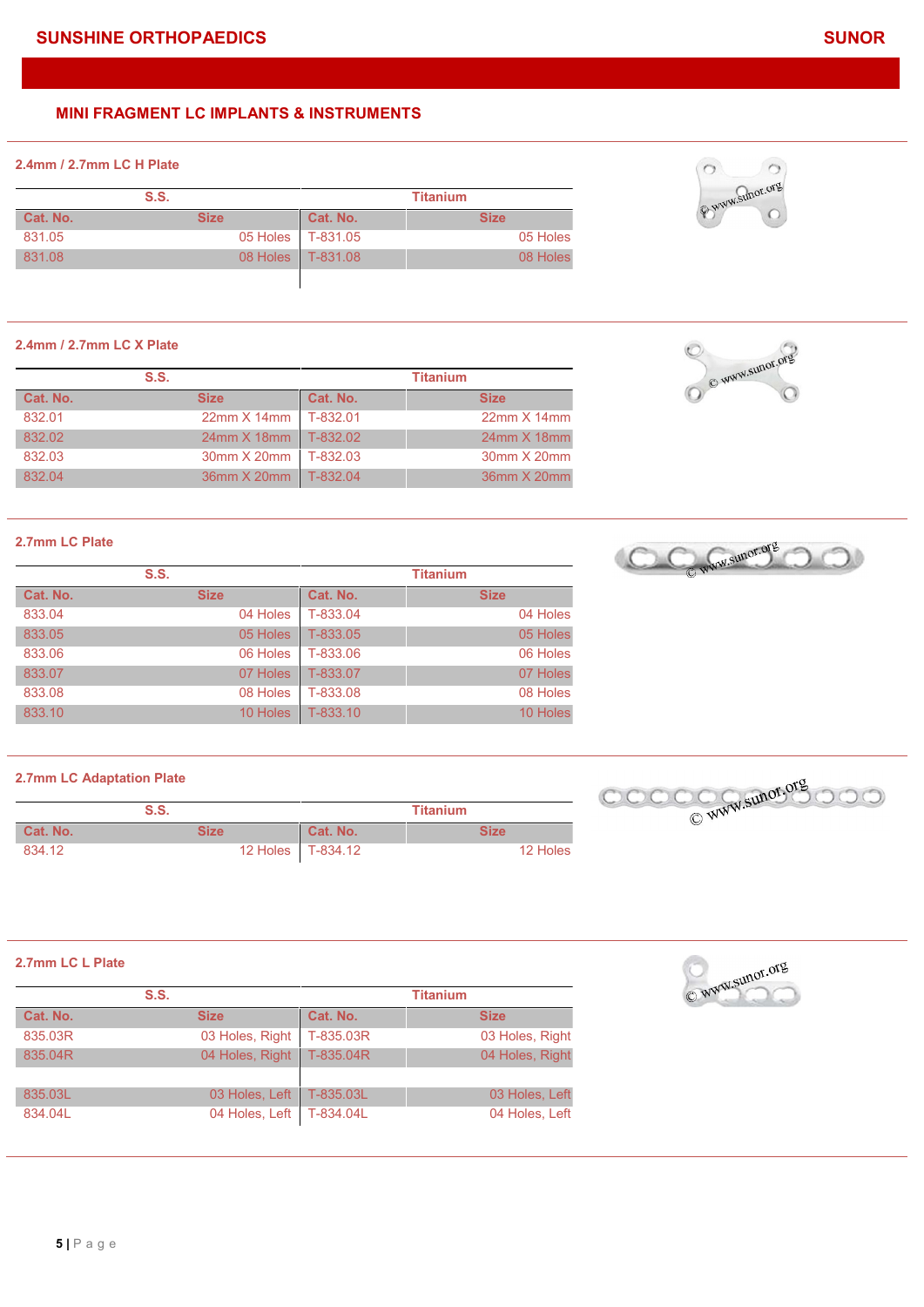## MINI FRAGMENT LC IMPLANTS & INSTRUMENTS

### 2.4mm / 2.7mm LC H Plate

| S.S. | | Titanium | |
|---|---|---|---|
| Cat. No. | Size | Cat. No. | Size |
| 831.05 | 05 Holes | T-831.05 | 05 Holes |
| 831.08 | 08 Holes | T-831.08 | 08 Holes |

### 2.4mm / 2.7mm LC X Plate

| S.S. | | Titanium | |
|---|---|---|---|
| Cat. No. | Size | Cat. No. | Size |
| 832.01 | 22mm X 14mm | T-832.01 | 22mm X 14mm |
| 832.02 | 24mm X 18mm | T-832.02 | 24mm X 18mm |
| 832.03 | 30mm X 20mm | T-832.03 | 30mm X 20mm |
| 832.04 | 36mm X 20mm | T-832.04 | 36mm X 20mm |

### 2.7mm LC Plate

| S.S. | | Titanium | |
|---|---|---|---|
| Cat. No. | Size | Cat. No. | Size |
| 833.04 | 04 Holes | T-833.04 | 04 Holes |
| 833.05 | 05 Holes | T-833.05 | 05 Holes |
| 833.06 | 06 Holes | T-833.06 | 06 Holes |
| 833.07 | 07 Holes | T-833.07 | 07 Holes |
| 833.08 | 08 Holes | T-833.08 | 08 Holes |
| 833.10 | 10 Holes | T-833.10 | 10 Holes |

### 2.7mm LC Adaptation Plate

| S.S. | | Titanium | |
|---|---|---|---|
| Cat. No. | Size | Cat. No. | Size |
| 834.12 | 12 Holes | T-834.12 | 12 Holes |

### 2.7mm LC L Plate

| S.S. | | Titanium | |
|---|---|---|---|
| Cat. No. | Size | Cat. No. | Size |
| 835.03R | 03 Holes, Right | T-835.03R | 03 Holes, Right |
| 835.04R | 04 Holes, Right | T-835.04R | 04 Holes, Right |
| | | | |
| 835.03L | 03 Holes, Left | T-835.03L | 03 Holes, Left |
| 834.04L | 04 Holes, Left | T-834.04L | 04 Holes, Left |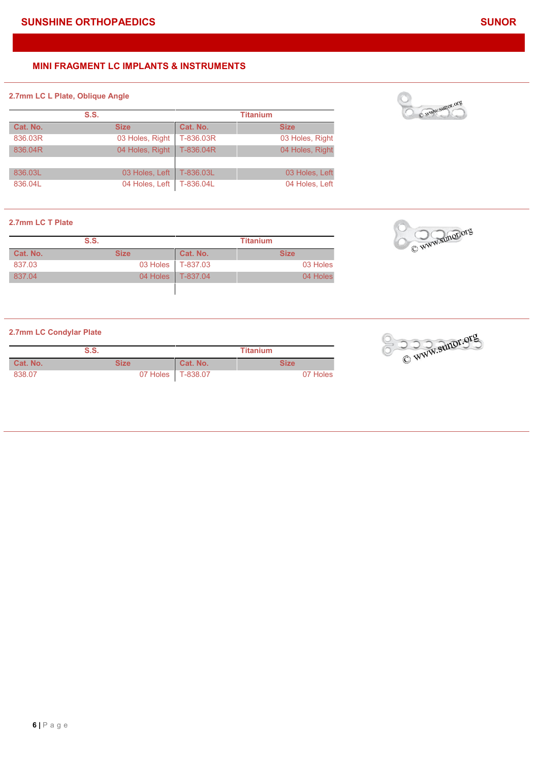## MINI FRAGMENT LC IMPLANTS & INSTRUMENTS

### 2.7mm LC L Plate, Oblique Angle

| S.S. | | Titanium | |
|---|---|---|---|
| Cat. No. | Size | Cat. No. | Size |
| 836.03R | 03 Holes, Right | T-836.03R | 03 Holes, Right |
| 836.04R | 04 Holes, Right | T-836.04R | 04 Holes, Right |
| | | | |
| 836.03L | 03 Holes, Left | T-836.03L | 03 Holes, Left |
| 836.04L | 04 Holes, Left | T-836.04L | 04 Holes, Left |

### 2.7mm LC T Plate

| S.S. | | Titanium | |
|---|---|---|---|
| Cat. No. | Size | Cat. No. | Size |
| 837.03 | 03 Holes | T-837.03 | 03 Holes |
| 837.04 | 04 Holes | T-837.04 | 04 Holes |

### 2.7mm LC Condylar Plate

| S.S. | | Titanium | |
|---|---|---|---|
| Cat. No. | Size | Cat. No. | Size |
| 838.07 | 07 Holes | T-838.07 | 07 Holes |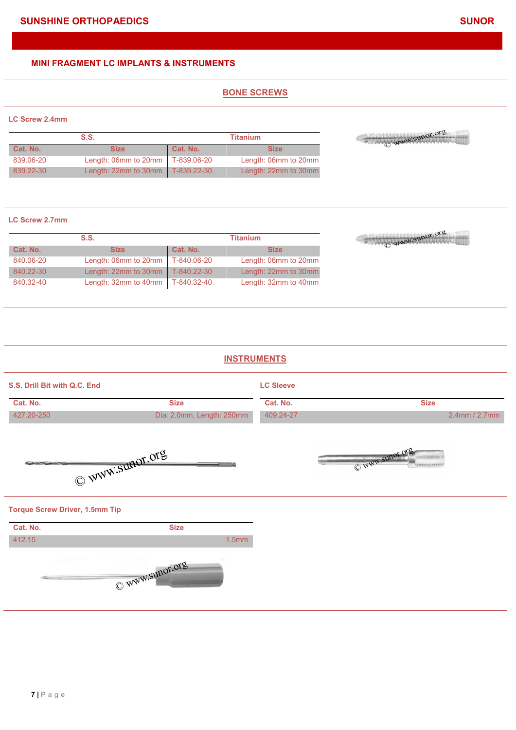## MINI FRAGMENT LC IMPLANTS & INSTRUMENTS

### BONE SCREWS

**LC Screw 2.4mm**

| S.S. | | Titanium | |
|---|---|---|---|
| Cat. No. | Size | Cat. No. | Size |
| 839.06-20 | Length: 06mm to 20mm | T-839.06-20 | Length: 06mm to 20mm |
| 839.22-30 | Length: 22mm to 30mm | T-839.22-30 | Length: 22mm to 30mm |

**LC Screw 2.7mm**

| S.S. | | Titanium | |
|---|---|---|---|
| Cat. No. | Size | Cat. No. | Size |
| 840.06-20 | Length: 06mm to 20mm | T-840.06-20 | Length: 06mm to 20mm |
| 840.22-30 | Length: 22mm to 30mm | T-840.22-30 | Length: 22mm to 30mm |
| 840.32-40 | Length: 32mm to 40mm | T-840.32-40 | Length: 32mm to 40mm |

### INSTRUMENTS

**S.S. Drill Bit with Q.C. End**

| Cat. No. | Size |
|---|---|
| 427.20-250 | Dia: 2.0mm, Length: 250mm |

**LC Sleeve**

| Cat. No. | Size |
|---|---|
| 409.24-27 | 2.4mm / 2.7mm |

**Torque Screw Driver, 1.5mm Tip**

| Cat. No. | Size |
|---|---|
| 412.15 | 1.5mm |